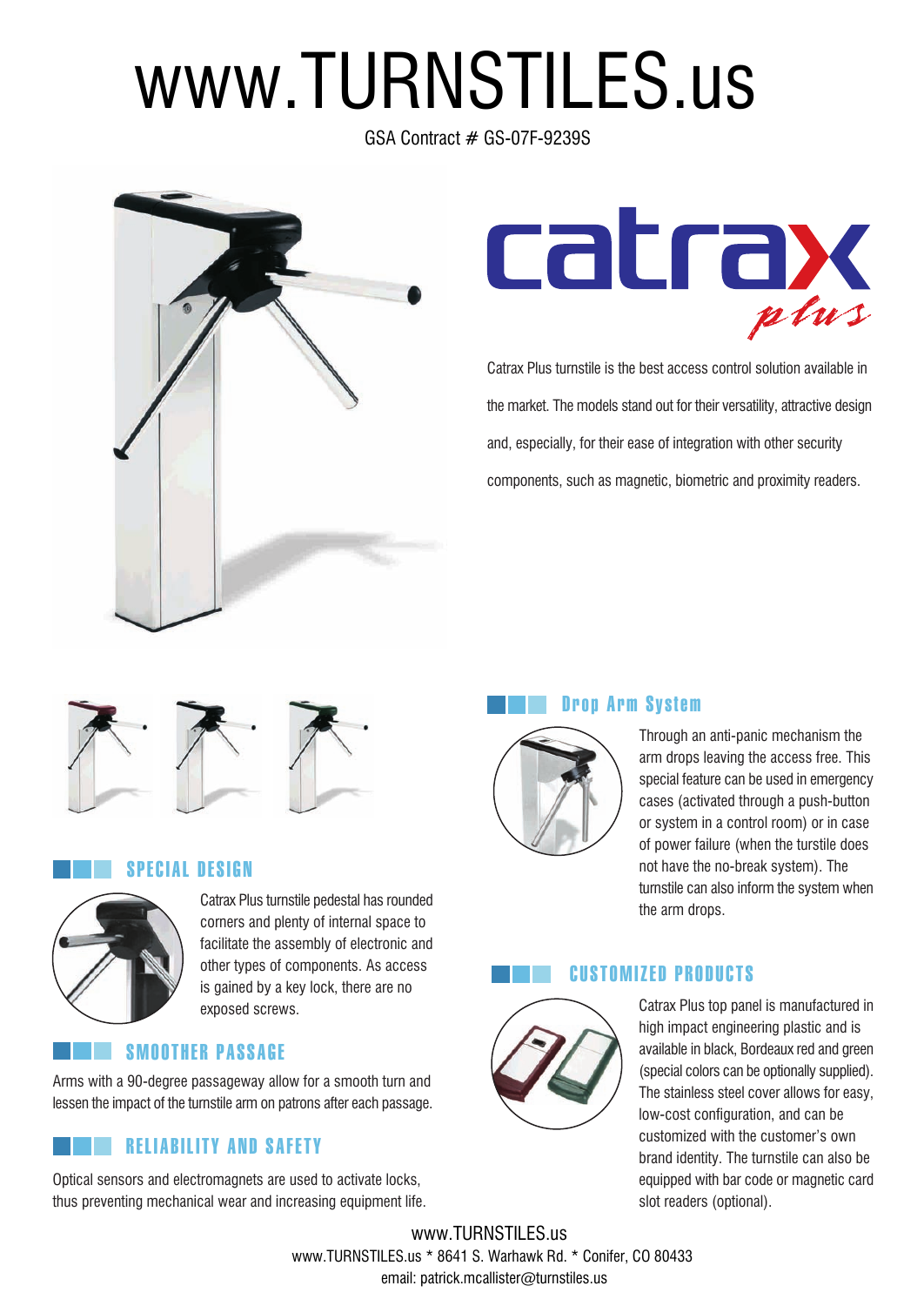# www.TURNSTILES.us

GSA Contract # GS-07F-9239S

## catrax *plus*

Catrax Plus turnstile is the best access control solution available in the market. The models stand out for their versatility, attractive design and, especially, for their ease of integration with other security components, such as magnetic, biometric and proximity readers.

### SPECIAL DESIGN

Catrax Plus turnstile pedestal has rounded corners and plenty of internal space to facilitate the assembly of electronic and other types of components. As access is gained by a key lock, there are no exposed screws.

### SMOOTHER PASSAGE

Arms with a 90-degree passageway allow for a smooth turn and lessen the impact of the turnstile arm on patrons after each passage.

### RELIABILITY AND SAFETY

Optical sensors and electromagnets are used to activate locks, thus preventing mechanical wear and increasing equipment life.

### Drop Arm System

Through an anti-panic mechanism the arm drops leaving the access free. This special feature can be used in emergency cases (activated through a push-button or system in a control room) or in case of power failure (when the turstile does not have the no-break system). The turnstile can also inform the system when the arm drops.

### CUSTOMIZED PRODUCTS

Catrax Plus top panel is manufactured in high impact engineering plastic and is available in black, Bordeaux red and green (special colors can be optionally supplied). The stainless steel cover allows for easy, low-cost configuration, and can be customized with the customer's own brand identity. The turnstile can also be equipped with bar code or magnetic card slot readers (optional).

www.TURNSTILES.us

www.TURNSTILES.us * 8641 S. Warhawk Rd. * Conifer, CO 80433

email: patrick.mcallister@turnstiles.us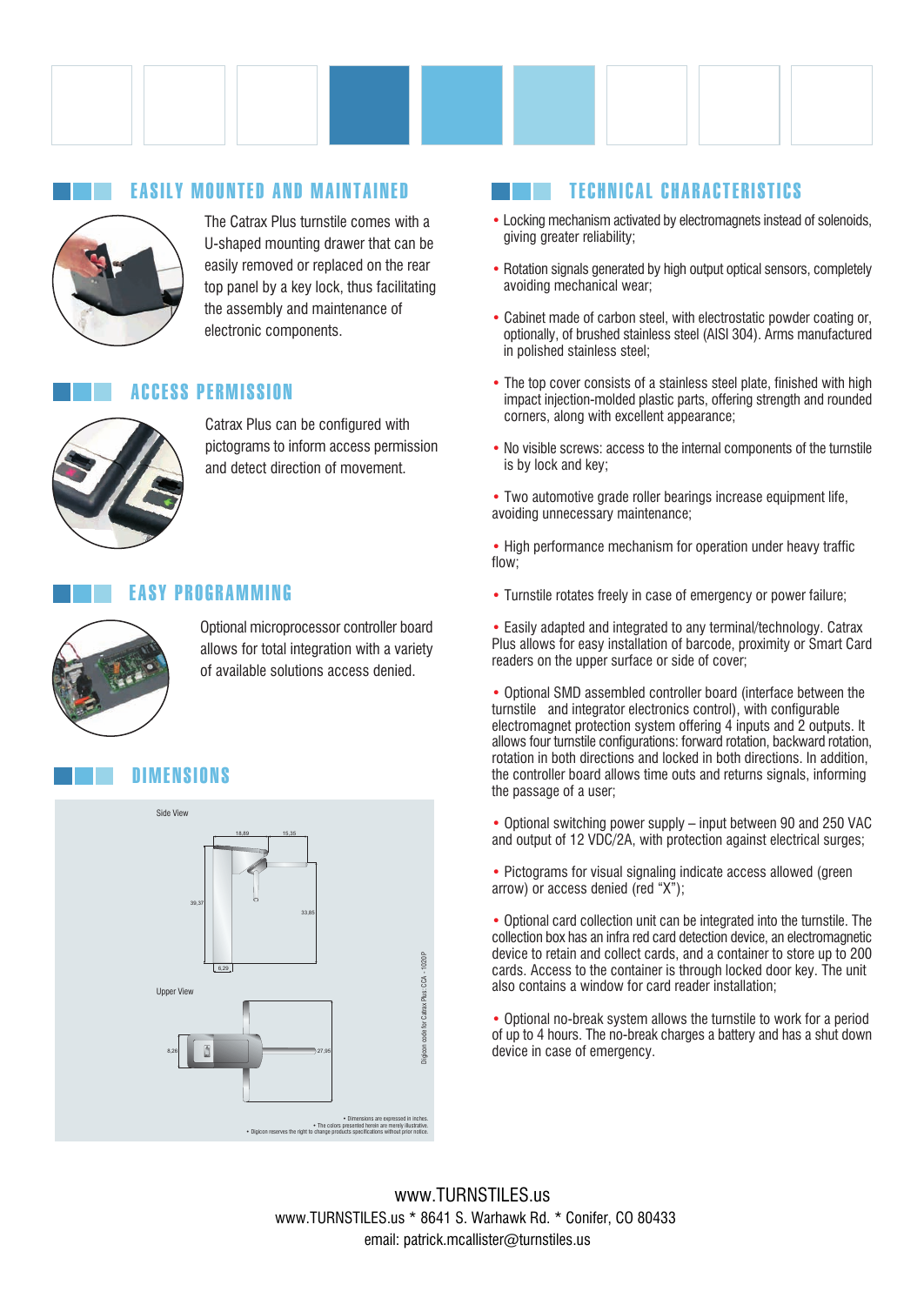## EASILY MOUNTED AND MAINTAINED

The Catrax Plus turnstile comes with a U-shaped mounting drawer that can be easily removed or replaced on the rear top panel by a key lock, thus facilitating the assembly and maintenance of electronic components.

## ACCESS PERMISSION

Catrax Plus can be configured with pictograms to inform access permission and detect direction of movement.

## EASY PROGRAMMING

Optional microprocessor controller board allows for total integration with a variety of available solutions access denied.

## DIMENSIONS

Side View

18,89

15,35

39,37

33,85

8,29

Upper View

8,26

27,95

Digicon code for Catrax Plus: CCA - 1020P

• Dimensions are expressed in inches.
• The colors presented herein are merely illustrative.
• Digicon reserves the right to change products specifications without prior notice.

## TECHNICAL CHARACTERISTICS

- Locking mechanism activated by electromagnets instead of solenoids, giving greater reliability;
- Rotation signals generated by high output optical sensors, completely avoiding mechanical wear;
- Cabinet made of carbon steel, with electrostatic powder coating or, optionally, of brushed stainless steel (AISI 304). Arms manufactured in polished stainless steel;
- The top cover consists of a stainless steel plate, finished with high impact injection-molded plastic parts, offering strength and rounded corners, along with excellent appearance;
- No visible screws: access to the internal components of the turnstile is by lock and key;
- Two automotive grade roller bearings increase equipment life, avoiding unnecessary maintenance;
- High performance mechanism for operation under heavy traffic flow;
- Turnstile rotates freely in case of emergency or power failure;
- Easily adapted and integrated to any terminal/technology. Catrax Plus allows for easy installation of barcode, proximity or Smart Card readers on the upper surface or side of cover;
- Optional SMD assembled controller board (interface between the turnstile and integrator electronics control), with configurable electromagnet protection system offering 4 inputs and 2 outputs. It allows four turnstile configurations: forward rotation, backward rotation, rotation in both directions and locked in both directions. In addition, the controller board allows time outs and returns signals, informing the passage of a user;
- Optional switching power supply – input between 90 and 250 VAC and output of 12 VDC/2A, with protection against electrical surges;
- Pictograms for visual signaling indicate access allowed (green arrow) or access denied (red "X");
- Optional card collection unit can be integrated into the turnstile. The collection box has an infra red card detection device, an electromagnetic device to retain and collect cards, and a container to store up to 200 cards. Access to the container is through locked door key. The unit also contains a window for card reader installation;
- Optional no-break system allows the turnstile to work for a period of up to 4 hours. The no-break charges a battery and has a shut down device in case of emergency.

www.TURNSTILES.us
www.TURNSTILES.us * 8641 S. Warhawk Rd. * Conifer, CO 80433
email: patrick.mcallister@turnstiles.us